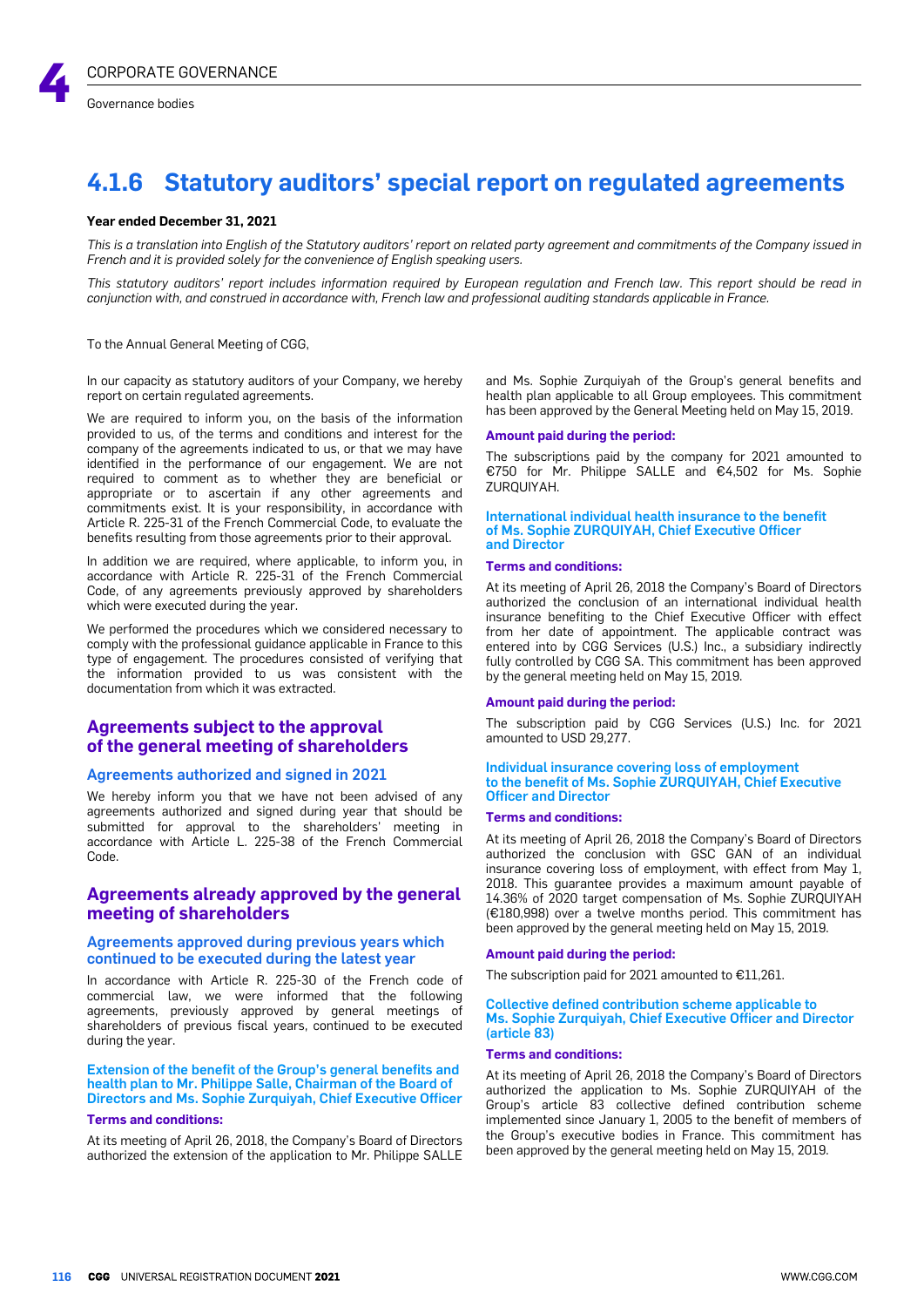## 4.1.6 Statutory auditors' special report on regulated agreements

**Year ended December 31, 2021**

*This is a translation into English of the Statutory auditors' report on related party agreement and commitments of the Company issued in French and it is provided solely for the convenience of English speaking users.*

*This statutory auditors' report includes information required by European regulation and French law. This report should be read in conjunction with, and construed in accordance with, French law and professional auditing standards applicable in France.*

To the Annual General Meeting of CGG,

In our capacity as statutory auditors of your Company, we hereby report on certain regulated agreements.

We are required to inform you, on the basis of the information provided to us, of the terms and conditions and interest for the company of the agreements indicated to us, or that we may have identified in the performance of our engagement. We are not required to comment as to whether they are beneficial or appropriate or to ascertain if any other agreements and commitments exist. It is your responsibility, in accordance with Article R. 225-31 of the French Commercial Code, to evaluate the benefits resulting from those agreements prior to their approval.

In addition we are required, where applicable, to inform you, in accordance with Article R. 225-31 of the French Commercial Code, of any agreements previously approved by shareholders which were executed during the year.

We performed the procedures which we considered necessary to comply with the professional guidance applicable in France to this type of engagement. The procedures consisted of verifying that the information provided to us was consistent with the documentation from which it was extracted.

### Agreements subject to the approval of the general meeting of shareholders

#### Agreements authorized and signed in 2021

We hereby inform you that we have not been advised of any agreements authorized and signed during year that should be submitted for approval to the shareholders' meeting in accordance with Article L. 225-38 of the French Commercial Code.

### Agreements already approved by the general meeting of shareholders

#### Agreements approved during previous years which continued to be executed during the latest year

In accordance with Article R. 225-30 of the French code of commercial law, we were informed that the following agreements, previously approved by general meetings of shareholders of previous fiscal years, continued to be executed during the year.

##### Extension of the benefit of the Group's general benefits and health plan to Mr. Philippe Salle, Chairman of the Board of Directors and Ms. Sophie Zurquiyah, Chief Executive Officer

**Terms and conditions:**

At its meeting of April 26, 2018, the Company's Board of Directors authorized the extension of the application to Mr. Philippe SALLE and Ms. Sophie Zurquiyah of the Group's general benefits and health plan applicable to all Group employees. This commitment has been approved by the General Meeting held on May 15, 2019.

**Amount paid during the period:**

The subscriptions paid by the company for 2021 amounted to €750 for Mr. Philippe SALLE and €4,502 for Ms. Sophie ZURQUIYAH.

##### International individual health insurance to the benefit of Ms. Sophie ZURQUIYAH, Chief Executive Officer and Director

**Terms and conditions:**

At its meeting of April 26, 2018 the Company's Board of Directors authorized the conclusion of an international individual health insurance benefiting to the Chief Executive Officer with effect from her date of appointment. The applicable contract was entered into by CGG Services (U.S.) Inc., a subsidiary indirectly fully controlled by CGG SA. This commitment has been approved by the general meeting held on May 15, 2019.

**Amount paid during the period:**

The subscription paid by CGG Services (U.S.) Inc. for 2021 amounted to USD 29,277.

##### Individual insurance covering loss of employment to the benefit of Ms. Sophie ZURQUIYAH, Chief Executive Officer and Director

**Terms and conditions:**

At its meeting of April 26, 2018 the Company's Board of Directors authorized the conclusion with GSC GAN of an individual insurance covering loss of employment, with effect from May 1, 2018. This guarantee provides a maximum amount payable of 14.36% of 2020 target compensation of Ms. Sophie ZURQUIYAH (€180,998) over a twelve months period. This commitment has been approved by the general meeting held on May 15, 2019.

**Amount paid during the period:**

The subscription paid for 2021 amounted to €11,261.

##### Collective defined contribution scheme applicable to Ms. Sophie Zurquiyah, Chief Executive Officer and Director (article 83)

**Terms and conditions:**

At its meeting of April 26, 2018 the Company's Board of Directors authorized the application to Ms. Sophie ZURQUIYAH of the Group's article 83 collective defined contribution scheme implemented since January 1, 2005 to the benefit of members of the Group's executive bodies in France. This commitment has been approved by the general meeting held on May 15, 2019.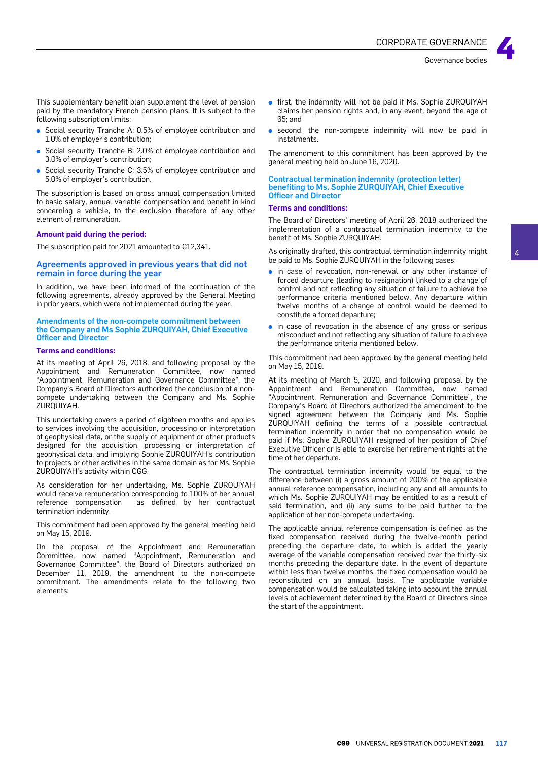This supplementary benefit plan supplement the level of pension paid by the mandatory French pension plans. It is subject to the following subscription limits:

- Social security Tranche A: 0.5% of employee contribution and 1.0% of employer's contribution;
- Social security Tranche B: 2.0% of employee contribution and 3.0% of employer's contribution;
- Social security Tranche C: 3.5% of employee contribution and 5.0% of employer's contribution.

The subscription is based on gross annual compensation limited to basic salary, annual variable compensation and benefit in kind concerning a vehicle, to the exclusion therefore of any other element of remuneration.

#### Amount paid during the period:

The subscription paid for 2021 amounted to €12,341.

## Agreements approved in previous years that did not remain in force during the year

In addition, we have been informed of the continuation of the following agreements, already approved by the General Meeting in prior years, which were not implemented during the year.

### Amendments of the non-compete commitment between the Company and Ms Sophie ZURQUIYAH, Chief Executive Officer and Director

#### Terms and conditions:

At its meeting of April 26, 2018, and following proposal by the Appointment and Remuneration Committee, now named "Appointment, Remuneration and Governance Committee", the Company's Board of Directors authorized the conclusion of a non-compete undertaking between the Company and Ms. Sophie ZURQUIYAH.

This undertaking covers a period of eighteen months and applies to services involving the acquisition, processing or interpretation of geophysical data, or the supply of equipment or other products designed for the acquisition, processing or interpretation of geophysical data, and implying Sophie ZURQUIYAH's contribution to projects or other activities in the same domain as for Ms. Sophie ZURQUIYAH's activity within CGG.

As consideration for her undertaking, Ms. Sophie ZURQUIYAH would receive remuneration corresponding to 100% of her annual reference compensation as defined by her contractual termination indemnity.

This commitment had been approved by the general meeting held on May 15, 2019.

On the proposal of the Appointment and Remuneration Committee, now named "Appointment, Remuneration and Governance Committee", the Board of Directors authorized on December 11, 2019, the amendment to the non-compete commitment. The amendments relate to the following two elements:

- first, the indemnity will not be paid if Ms. Sophie ZURQUIYAH claims her pension rights and, in any event, beyond the age of 65; and
- second, the non-compete indemnity will now be paid in instalments.

The amendment to this commitment has been approved by the general meeting held on June 16, 2020.

### Contractual termination indemnity (protection letter) benefiting to Ms. Sophie ZURQUIYAH, Chief Executive Officer and Director

#### Terms and conditions:

The Board of Directors' meeting of April 26, 2018 authorized the implementation of a contractual termination indemnity to the benefit of Ms. Sophie ZURQUIYAH.

As originally drafted, this contractual termination indemnity might be paid to Ms. Sophie ZURQUIYAH in the following cases:

- in case of revocation, non-renewal or any other instance of forced departure (leading to resignation) linked to a change of control and not reflecting any situation of failure to achieve the performance criteria mentioned below. Any departure within twelve months of a change of control would be deemed to constitute a forced departure;
- in case of revocation in the absence of any gross or serious misconduct and not reflecting any situation of failure to achieve the performance criteria mentioned below.

This commitment had been approved by the general meeting held on May 15, 2019.

At its meeting of March 5, 2020, and following proposal by the Appointment and Remuneration Committee, now named "Appointment, Remuneration and Governance Committee", the Company's Board of Directors authorized the amendment to the signed agreement between the Company and Ms. Sophie ZURQUIYAH defining the terms of a possible contractual termination indemnity in order that no compensation would be paid if Ms. Sophie ZURQUIYAH resigned of her position of Chief Executive Officer or is able to exercise her retirement rights at the time of her departure.

The contractual termination indemnity would be equal to the difference between (i) a gross amount of 200% of the applicable annual reference compensation, including any and all amounts to which Ms. Sophie ZURQUIYAH may be entitled to as a result of said termination, and (ii) any sums to be paid further to the application of her non-compete undertaking.

The applicable annual reference compensation is defined as the fixed compensation received during the twelve-month period preceding the departure date, to which is added the yearly average of the variable compensation received over the thirty-six months preceding the departure date. In the event of departure within less than twelve months, the fixed compensation would be reconstituted on an annual basis. The applicable variable compensation would be calculated taking into account the annual levels of achievement determined by the Board of Directors since the start of the appointment.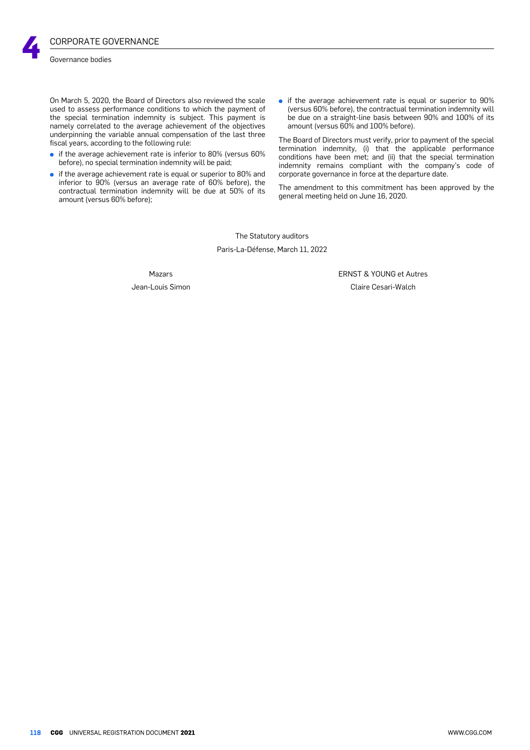On March 5, 2020, the Board of Directors also reviewed the scale used to assess performance conditions to which the payment of the special termination indemnity is subject. This payment is namely correlated to the average achievement of the objectives underpinning the variable annual compensation of the last three fiscal years, according to the following rule:

- if the average achievement rate is inferior to 80% (versus 60% before), no special termination indemnity will be paid;
- if the average achievement rate is equal or superior to 80% and inferior to 90% (versus an average rate of 60% before), the contractual termination indemnity will be due at 50% of its amount (versus 60% before);
- if the average achievement rate is equal or superior to 90% (versus 60% before), the contractual termination indemnity will be due on a straight-line basis between 90% and 100% of its amount (versus 60% and 100% before).

The Board of Directors must verify, prior to payment of the special termination indemnity, (i) that the applicable performance conditions have been met; and (ii) that the special termination indemnity remains compliant with the company's code of corporate governance in force at the departure date.

The amendment to this commitment has been approved by the general meeting held on June 16, 2020.

The Statutory auditors

Paris-La-Défense, March 11, 2022

| Mazars | ERNST & YOUNG et Autres |
|---|---|
| Jean-Louis Simon | Claire Cesari-Walch |